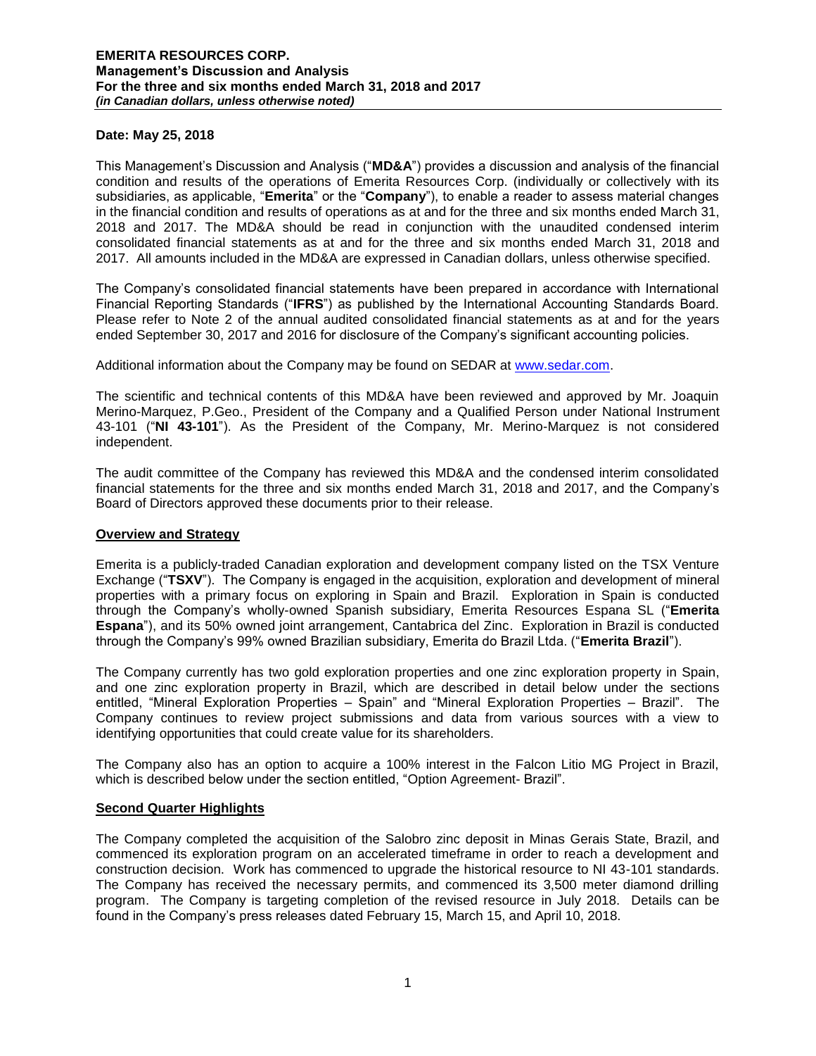**Date: May 25, 2018**

This Management's Discussion and Analysis ("**MD&A**") provides a discussion and analysis of the financial condition and results of the operations of Emerita Resources Corp. (individually or collectively with its subsidiaries, as applicable, "**Emerita**" or the "**Company**"), to enable a reader to assess material changes in the financial condition and results of operations as at and for the three and six months ended March 31, 2018 and 2017. The MD&A should be read in conjunction with the unaudited condensed interim consolidated financial statements as at and for the three and six months ended March 31, 2018 and 2017. All amounts included in the MD&A are expressed in Canadian dollars, unless otherwise specified.

The Company's consolidated financial statements have been prepared in accordance with International Financial Reporting Standards ("**IFRS**") as published by the International Accounting Standards Board. Please refer to Note 2 of the annual audited consolidated financial statements as at and for the years ended September 30, 2017 and 2016 for disclosure of the Company's significant accounting policies.

Additional information about the Company may be found on SEDAR at www.sedar.com.

The scientific and technical contents of this MD&A have been reviewed and approved by Mr. Joaquin Merino-Marquez, P.Geo., President of the Company and a Qualified Person under National Instrument 43-101 ("**NI 43-101**"). As the President of the Company, Mr. Merino-Marquez is not considered independent.

The audit committee of the Company has reviewed this MD&A and the condensed interim consolidated financial statements for the three and six months ended March 31, 2018 and 2017, and the Company's Board of Directors approved these documents prior to their release.

## Overview and Strategy

Emerita is a publicly-traded Canadian exploration and development company listed on the TSX Venture Exchange ("**TSXV**"). The Company is engaged in the acquisition, exploration and development of mineral properties with a primary focus on exploring in Spain and Brazil. Exploration in Spain is conducted through the Company's wholly-owned Spanish subsidiary, Emerita Resources Espana SL ("**Emerita Espana**"), and its 50% owned joint arrangement, Cantabrica del Zinc. Exploration in Brazil is conducted through the Company's 99% owned Brazilian subsidiary, Emerita do Brazil Ltda. ("**Emerita Brazil**").

The Company currently has two gold exploration properties and one zinc exploration property in Spain, and one zinc exploration property in Brazil, which are described in detail below under the sections entitled, "Mineral Exploration Properties – Spain" and "Mineral Exploration Properties – Brazil". The Company continues to review project submissions and data from various sources with a view to identifying opportunities that could create value for its shareholders.

The Company also has an option to acquire a 100% interest in the Falcon Litio MG Project in Brazil, which is described below under the section entitled, "Option Agreement- Brazil".

## Second Quarter Highlights

The Company completed the acquisition of the Salobro zinc deposit in Minas Gerais State, Brazil, and commenced its exploration program on an accelerated timeframe in order to reach a development and construction decision. Work has commenced to upgrade the historical resource to NI 43-101 standards. The Company has received the necessary permits, and commenced its 3,500 meter diamond drilling program. The Company is targeting completion of the revised resource in July 2018. Details can be found in the Company's press releases dated February 15, March 15, and April 10, 2018.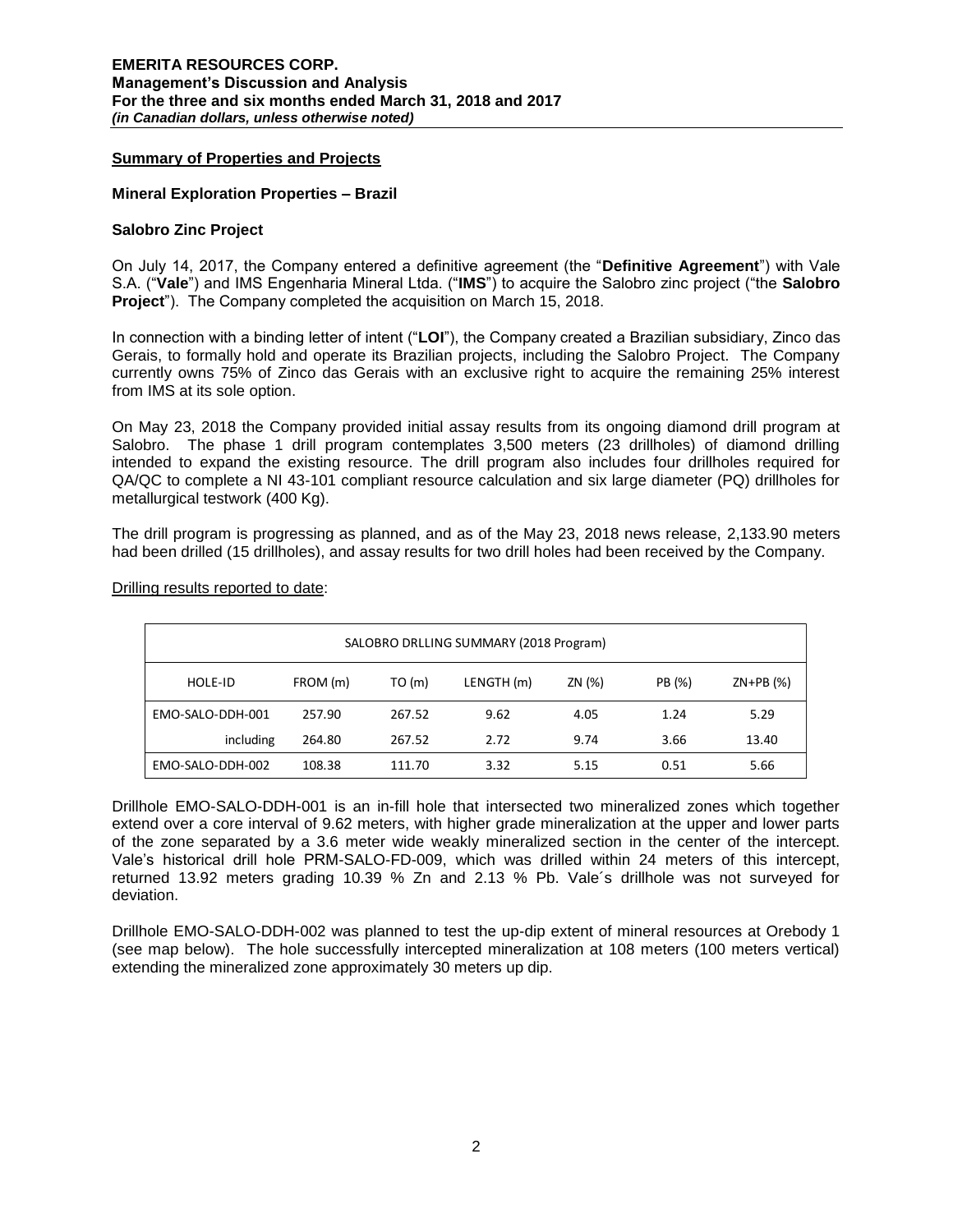## Summary of Properties and Projects

### Mineral Exploration Properties – Brazil

### Salobro Zinc Project

On July 14, 2017, the Company entered a definitive agreement (the "**Definitive Agreement**") with Vale S.A. ("**Vale**") and IMS Engenharia Mineral Ltda. ("**IMS**") to acquire the Salobro zinc project ("the **Salobro Project**"). The Company completed the acquisition on March 15, 2018.

In connection with a binding letter of intent ("**LOI**"), the Company created a Brazilian subsidiary, Zinco das Gerais, to formally hold and operate its Brazilian projects, including the Salobro Project. The Company currently owns 75% of Zinco das Gerais with an exclusive right to acquire the remaining 25% interest from IMS at its sole option.

On May 23, 2018 the Company provided initial assay results from its ongoing diamond drill program at Salobro. The phase 1 drill program contemplates 3,500 meters (23 drillholes) of diamond drilling intended to expand the existing resource. The drill program also includes four drillholes required for QA/QC to complete a NI 43-101 compliant resource calculation and six large diameter (PQ) drillholes for metallurgical testwork (400 Kg).

The drill program is progressing as planned, and as of the May 23, 2018 news release, 2,133.90 meters had been drilled (15 drillholes), and assay results for two drill holes had been received by the Company.

Drilling results reported to date:

| SALOBRO DRLLING SUMMARY (2018 Program) | | | | | | |
|---|---|---|---|---|---|---|
| HOLE-ID | FROM (m) | TO (m) | LENGTH (m) | ZN (%) | PB (%) | ZN+PB (%) |
| EMO-SALO-DDH-001 | 257.90 | 267.52 | 9.62 | 4.05 | 1.24 | 5.29 |
| including | 264.80 | 267.52 | 2.72 | 9.74 | 3.66 | 13.40 |
| EMO-SALO-DDH-002 | 108.38 | 111.70 | 3.32 | 5.15 | 0.51 | 5.66 |

Drillhole EMO-SALO-DDH-001 is an in-fill hole that intersected two mineralized zones which together extend over a core interval of 9.62 meters, with higher grade mineralization at the upper and lower parts of the zone separated by a 3.6 meter wide weakly mineralized section in the center of the intercept. Vale's historical drill hole PRM-SALO-FD-009, which was drilled within 24 meters of this intercept, returned 13.92 meters grading 10.39 % Zn and 2.13 % Pb. Vale´s drillhole was not surveyed for deviation.

Drillhole EMO-SALO-DDH-002 was planned to test the up-dip extent of mineral resources at Orebody 1 (see map below). The hole successfully intercepted mineralization at 108 meters (100 meters vertical) extending the mineralized zone approximately 30 meters up dip.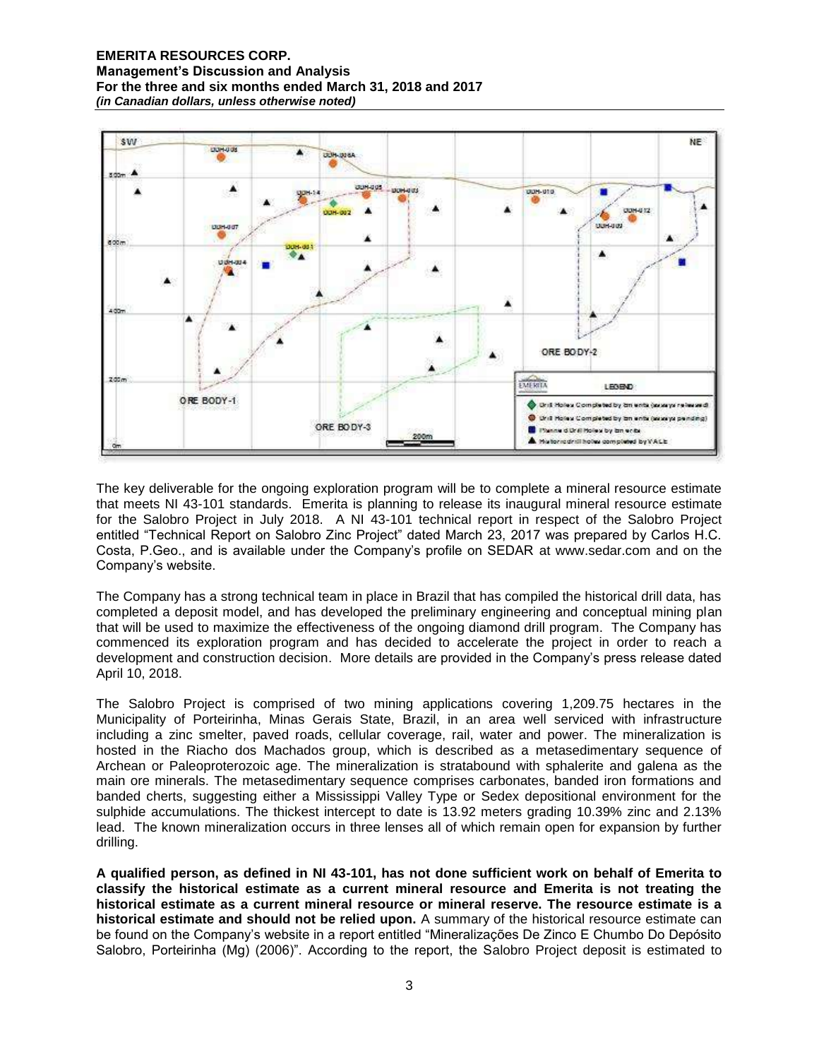The key deliverable for the ongoing exploration program will be to complete a mineral resource estimate that meets NI 43-101 standards. Emerita is planning to release its inaugural mineral resource estimate for the Salobro Project in July 2018. A NI 43-101 technical report in respect of the Salobro Project entitled "Technical Report on Salobro Zinc Project" dated March 23, 2017 was prepared by Carlos H.C. Costa, P.Geo., and is available under the Company's profile on SEDAR at www.sedar.com and on the Company's website.

The Company has a strong technical team in place in Brazil that has compiled the historical drill data, has completed a deposit model, and has developed the preliminary engineering and conceptual mining plan that will be used to maximize the effectiveness of the ongoing diamond drill program. The Company has commenced its exploration program and has decided to accelerate the project in order to reach a development and construction decision. More details are provided in the Company's press release dated April 10, 2018.

The Salobro Project is comprised of two mining applications covering 1,209.75 hectares in the Municipality of Porteirinha, Minas Gerais State, Brazil, in an area well serviced with infrastructure including a zinc smelter, paved roads, cellular coverage, rail, water and power. The mineralization is hosted in the Riacho dos Machados group, which is described as a metasedimentary sequence of Archean or Paleoproterozoic age. The mineralization is stratabound with sphalerite and galena as the main ore minerals. The metasedimentary sequence comprises carbonates, banded iron formations and banded cherts, suggesting either a Mississippi Valley Type or Sedex depositional environment for the sulphide accumulations. The thickest intercept to date is 13.92 meters grading 10.39% zinc and 2.13% lead. The known mineralization occurs in three lenses all of which remain open for expansion by further drilling.

**A qualified person, as defined in NI 43-101, has not done sufficient work on behalf of Emerita to classify the historical estimate as a current mineral resource and Emerita is not treating the historical estimate as a current mineral resource or mineral reserve. The resource estimate is a historical estimate and should not be relied upon.** A summary of the historical resource estimate can be found on the Company's website in a report entitled "Mineralizações De Zinco E Chumbo Do Depósito Salobro, Porteirinha (Mg) (2006)". According to the report, the Salobro Project deposit is estimated to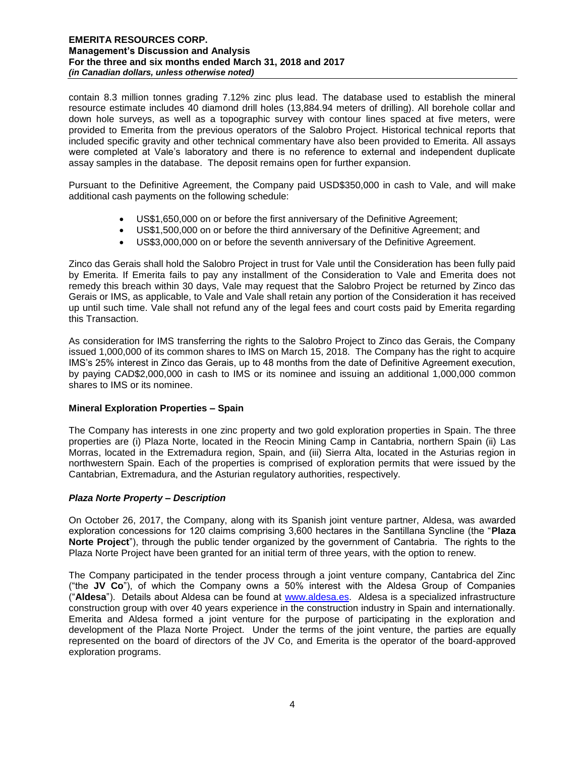contain 8.3 million tonnes grading 7.12% zinc plus lead. The database used to establish the mineral resource estimate includes 40 diamond drill holes (13,884.94 meters of drilling). All borehole collar and down hole surveys, as well as a topographic survey with contour lines spaced at five meters, were provided to Emerita from the previous operators of the Salobro Project. Historical technical reports that included specific gravity and other technical commentary have also been provided to Emerita. All assays were completed at Vale's laboratory and there is no reference to external and independent duplicate assay samples in the database. The deposit remains open for further expansion.

Pursuant to the Definitive Agreement, the Company paid USD$350,000 in cash to Vale, and will make additional cash payments on the following schedule:

- US$1,650,000 on or before the first anniversary of the Definitive Agreement;
- US$1,500,000 on or before the third anniversary of the Definitive Agreement; and
- US$3,000,000 on or before the seventh anniversary of the Definitive Agreement.

Zinco das Gerais shall hold the Salobro Project in trust for Vale until the Consideration has been fully paid by Emerita. If Emerita fails to pay any installment of the Consideration to Vale and Emerita does not remedy this breach within 30 days, Vale may request that the Salobro Project be returned by Zinco das Gerais or IMS, as applicable, to Vale and Vale shall retain any portion of the Consideration it has received up until such time. Vale shall not refund any of the legal fees and court costs paid by Emerita regarding this Transaction.

As consideration for IMS transferring the rights to the Salobro Project to Zinco das Gerais, the Company issued 1,000,000 of its common shares to IMS on March 15, 2018. The Company has the right to acquire IMS's 25% interest in Zinco das Gerais, up to 48 months from the date of Definitive Agreement execution, by paying CAD$2,000,000 in cash to IMS or its nominee and issuing an additional 1,000,000 common shares to IMS or its nominee.

## Mineral Exploration Properties – Spain

The Company has interests in one zinc property and two gold exploration properties in Spain. The three properties are (i) Plaza Norte, located in the Reocin Mining Camp in Cantabria, northern Spain (ii) Las Morras, located in the Extremadura region, Spain, and (iii) Sierra Alta, located in the Asturias region in northwestern Spain. Each of the properties is comprised of exploration permits that were issued by the Cantabrian, Extremadura, and the Asturian regulatory authorities, respectively.

### *Plaza Norte Property – Description*

On October 26, 2017, the Company, along with its Spanish joint venture partner, Aldesa, was awarded exploration concessions for 120 claims comprising 3,600 hectares in the Santillana Syncline (the "**Plaza Norte Project**"), through the public tender organized by the government of Cantabria. The rights to the Plaza Norte Project have been granted for an initial term of three years, with the option to renew.

The Company participated in the tender process through a joint venture company, Cantabrica del Zinc ("the **JV Co**"), of which the Company owns a 50% interest with the Aldesa Group of Companies ("**Aldesa**"). Details about Aldesa can be found at www.aldesa.es. Aldesa is a specialized infrastructure construction group with over 40 years experience in the construction industry in Spain and internationally. Emerita and Aldesa formed a joint venture for the purpose of participating in the exploration and development of the Plaza Norte Project. Under the terms of the joint venture, the parties are equally represented on the board of directors of the JV Co, and Emerita is the operator of the board-approved exploration programs.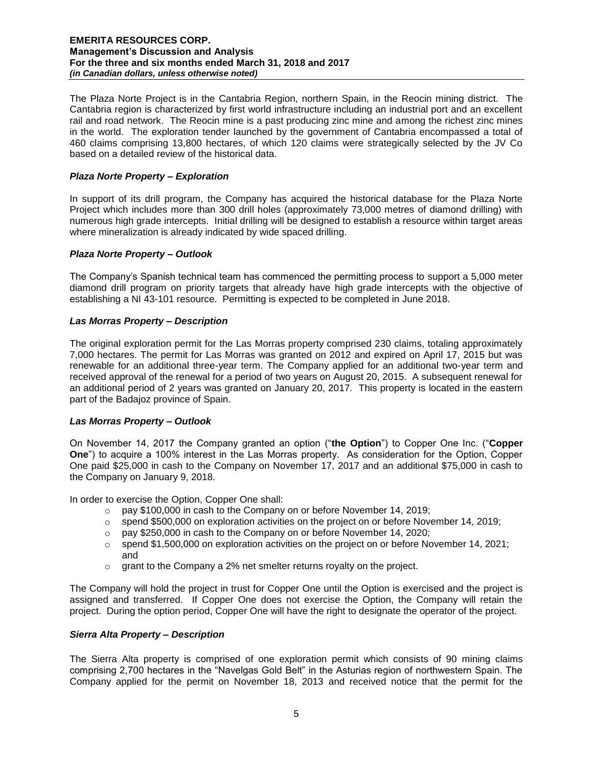The Plaza Norte Project is in the Cantabria Region, northern Spain, in the Reocin mining district. The Cantabria region is characterized by first world infrastructure including an industrial port and an excellent rail and road network. The Reocin mine is a past producing zinc mine and among the richest zinc mines in the world. The exploration tender launched by the government of Cantabria encompassed a total of 460 claims comprising 13,800 hectares, of which 120 claims were strategically selected by the JV Co based on a detailed review of the historical data.

### *Plaza Norte Property – Exploration*

In support of its drill program, the Company has acquired the historical database for the Plaza Norte Project which includes more than 300 drill holes (approximately 73,000 metres of diamond drilling) with numerous high grade intercepts. Initial drilling will be designed to establish a resource within target areas where mineralization is already indicated by wide spaced drilling.

### *Plaza Norte Property – Outlook*

The Company's Spanish technical team has commenced the permitting process to support a 5,000 meter diamond drill program on priority targets that already have high grade intercepts with the objective of establishing a NI 43-101 resource. Permitting is expected to be completed in June 2018.

### *Las Morras Property – Description*

The original exploration permit for the Las Morras property comprised 230 claims, totaling approximately 7,000 hectares. The permit for Las Morras was granted on 2012 and expired on April 17, 2015 but was renewable for an additional three-year term. The Company applied for an additional two-year term and received approval of the renewal for a period of two years on August 20, 2015. A subsequent renewal for an additional period of 2 years was granted on January 20, 2017. This property is located in the eastern part of the Badajoz province of Spain.

### *Las Morras Property – Outlook*

On November 14, 2017 the Company granted an option ("**the Option**") to Copper One Inc. ("**Copper One**") to acquire a 100% interest in the Las Morras property. As consideration for the Option, Copper One paid $25,000 in cash to the Company on November 17, 2017 and an additional $75,000 in cash to the Company on January 9, 2018.

In order to exercise the Option, Copper One shall:

- pay $100,000 in cash to the Company on or before November 14, 2019;
- spend $500,000 on exploration activities on the project on or before November 14, 2019;
- pay $250,000 in cash to the Company on or before November 14, 2020;
- spend $1,500,000 on exploration activities on the project on or before November 14, 2021; and
- grant to the Company a 2% net smelter returns royalty on the project.

The Company will hold the project in trust for Copper One until the Option is exercised and the project is assigned and transferred. If Copper One does not exercise the Option, the Company will retain the project. During the option period, Copper One will have the right to designate the operator of the project.

### *Sierra Alta Property – Description*

The Sierra Alta property is comprised of one exploration permit which consists of 90 mining claims comprising 2,700 hectares in the "Navelgas Gold Belt" in the Asturias region of northwestern Spain. The Company applied for the permit on November 18, 2013 and received notice that the permit for the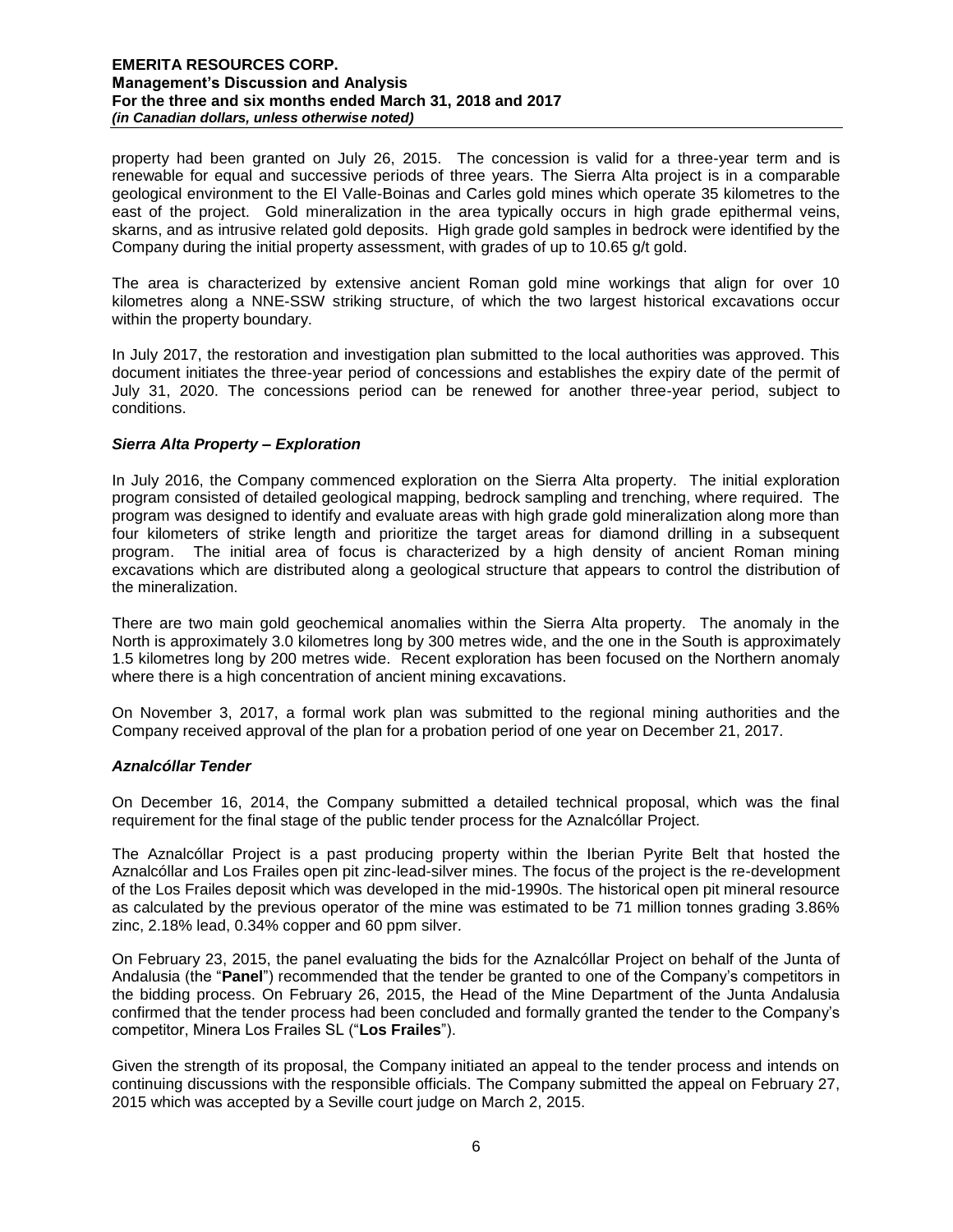property had been granted on July 26, 2015. The concession is valid for a three-year term and is renewable for equal and successive periods of three years. The Sierra Alta project is in a comparable geological environment to the El Valle-Boinas and Carles gold mines which operate 35 kilometres to the east of the project. Gold mineralization in the area typically occurs in high grade epithermal veins, skarns, and as intrusive related gold deposits. High grade gold samples in bedrock were identified by the Company during the initial property assessment, with grades of up to 10.65 g/t gold.

The area is characterized by extensive ancient Roman gold mine workings that align for over 10 kilometres along a NNE-SSW striking structure, of which the two largest historical excavations occur within the property boundary.

In July 2017, the restoration and investigation plan submitted to the local authorities was approved. This document initiates the three-year period of concessions and establishes the expiry date of the permit of July 31, 2020. The concessions period can be renewed for another three-year period, subject to conditions.

### *Sierra Alta Property – Exploration*

In July 2016, the Company commenced exploration on the Sierra Alta property. The initial exploration program consisted of detailed geological mapping, bedrock sampling and trenching, where required. The program was designed to identify and evaluate areas with high grade gold mineralization along more than four kilometers of strike length and prioritize the target areas for diamond drilling in a subsequent program. The initial area of focus is characterized by a high density of ancient Roman mining excavations which are distributed along a geological structure that appears to control the distribution of the mineralization.

There are two main gold geochemical anomalies within the Sierra Alta property. The anomaly in the North is approximately 3.0 kilometres long by 300 metres wide, and the one in the South is approximately 1.5 kilometres long by 200 metres wide. Recent exploration has been focused on the Northern anomaly where there is a high concentration of ancient mining excavations.

On November 3, 2017, a formal work plan was submitted to the regional mining authorities and the Company received approval of the plan for a probation period of one year on December 21, 2017.

### *Aznalcóllar Tender*

On December 16, 2014, the Company submitted a detailed technical proposal, which was the final requirement for the final stage of the public tender process for the Aznalcóllar Project.

The Aznalcóllar Project is a past producing property within the Iberian Pyrite Belt that hosted the Aznalcóllar and Los Frailes open pit zinc-lead-silver mines. The focus of the project is the re-development of the Los Frailes deposit which was developed in the mid-1990s. The historical open pit mineral resource as calculated by the previous operator of the mine was estimated to be 71 million tonnes grading 3.86% zinc, 2.18% lead, 0.34% copper and 60 ppm silver.

On February 23, 2015, the panel evaluating the bids for the Aznalcóllar Project on behalf of the Junta of Andalusia (the "**Panel**") recommended that the tender be granted to one of the Company's competitors in the bidding process. On February 26, 2015, the Head of the Mine Department of the Junta Andalusia confirmed that the tender process had been concluded and formally granted the tender to the Company's competitor, Minera Los Frailes SL ("**Los Frailes**").

Given the strength of its proposal, the Company initiated an appeal to the tender process and intends on continuing discussions with the responsible officials. The Company submitted the appeal on February 27, 2015 which was accepted by a Seville court judge on March 2, 2015.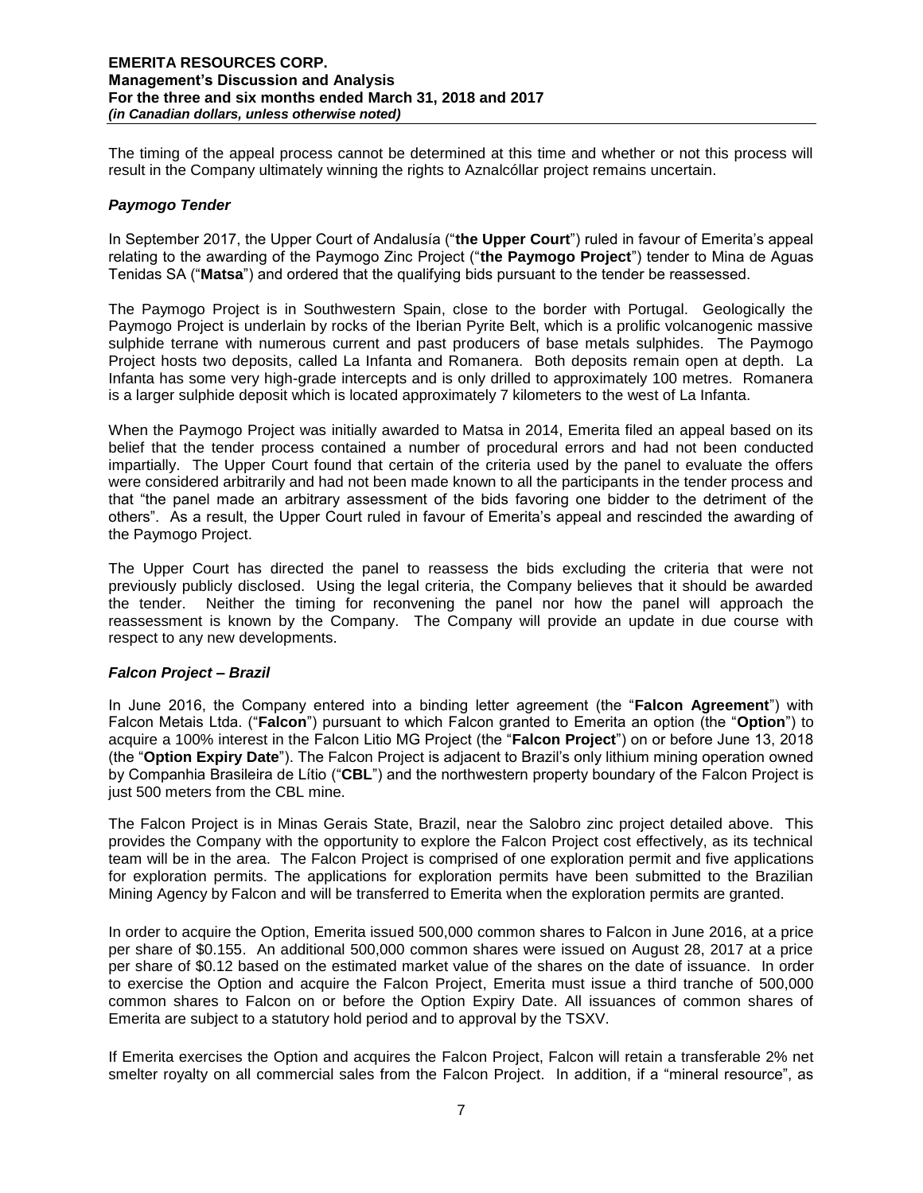The timing of the appeal process cannot be determined at this time and whether or not this process will result in the Company ultimately winning the rights to Aznalcóllar project remains uncertain.

### *Paymogo Tender*

In September 2017, the Upper Court of Andalusía ("**the Upper Court**") ruled in favour of Emerita's appeal relating to the awarding of the Paymogo Zinc Project ("**the Paymogo Project**") tender to Mina de Aguas Tenidas SA ("**Matsa**") and ordered that the qualifying bids pursuant to the tender be reassessed.

The Paymogo Project is in Southwestern Spain, close to the border with Portugal. Geologically the Paymogo Project is underlain by rocks of the Iberian Pyrite Belt, which is a prolific volcanogenic massive sulphide terrane with numerous current and past producers of base metals sulphides. The Paymogo Project hosts two deposits, called La Infanta and Romanera. Both deposits remain open at depth. La Infanta has some very high-grade intercepts and is only drilled to approximately 100 metres. Romanera is a larger sulphide deposit which is located approximately 7 kilometers to the west of La Infanta.

When the Paymogo Project was initially awarded to Matsa in 2014, Emerita filed an appeal based on its belief that the tender process contained a number of procedural errors and had not been conducted impartially. The Upper Court found that certain of the criteria used by the panel to evaluate the offers were considered arbitrarily and had not been made known to all the participants in the tender process and that "the panel made an arbitrary assessment of the bids favoring one bidder to the detriment of the others". As a result, the Upper Court ruled in favour of Emerita's appeal and rescinded the awarding of the Paymogo Project.

The Upper Court has directed the panel to reassess the bids excluding the criteria that were not previously publicly disclosed. Using the legal criteria, the Company believes that it should be awarded the tender. Neither the timing for reconvening the panel nor how the panel will approach the reassessment is known by the Company. The Company will provide an update in due course with respect to any new developments.

### *Falcon Project – Brazil*

In June 2016, the Company entered into a binding letter agreement (the "**Falcon Agreement**") with Falcon Metais Ltda. ("**Falcon**") pursuant to which Falcon granted to Emerita an option (the "**Option**") to acquire a 100% interest in the Falcon Litio MG Project (the "**Falcon Project**") on or before June 13, 2018 (the "**Option Expiry Date**"). The Falcon Project is adjacent to Brazil's only lithium mining operation owned by Companhia Brasileira de Lítio ("**CBL**") and the northwestern property boundary of the Falcon Project is just 500 meters from the CBL mine.

The Falcon Project is in Minas Gerais State, Brazil, near the Salobro zinc project detailed above. This provides the Company with the opportunity to explore the Falcon Project cost effectively, as its technical team will be in the area. The Falcon Project is comprised of one exploration permit and five applications for exploration permits. The applications for exploration permits have been submitted to the Brazilian Mining Agency by Falcon and will be transferred to Emerita when the exploration permits are granted.

In order to acquire the Option, Emerita issued 500,000 common shares to Falcon in June 2016, at a price per share of $0.155. An additional 500,000 common shares were issued on August 28, 2017 at a price per share of $0.12 based on the estimated market value of the shares on the date of issuance. In order to exercise the Option and acquire the Falcon Project, Emerita must issue a third tranche of 500,000 common shares to Falcon on or before the Option Expiry Date. All issuances of common shares of Emerita are subject to a statutory hold period and to approval by the TSXV.

If Emerita exercises the Option and acquires the Falcon Project, Falcon will retain a transferable 2% net smelter royalty on all commercial sales from the Falcon Project. In addition, if a "mineral resource", as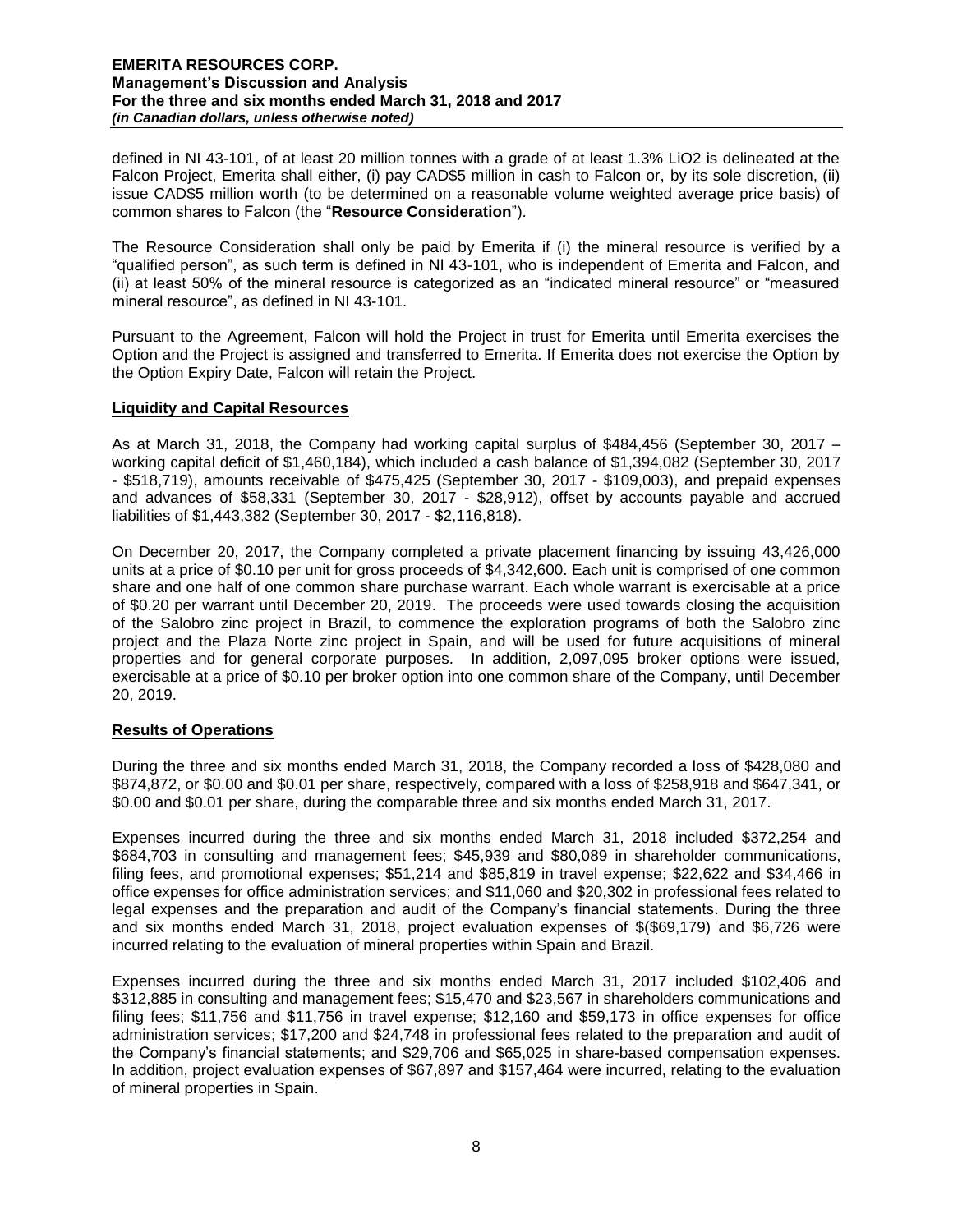defined in NI 43-101, of at least 20 million tonnes with a grade of at least 1.3% LiO2 is delineated at the Falcon Project, Emerita shall either, (i) pay CAD$5 million in cash to Falcon or, by its sole discretion, (ii) issue CAD$5 million worth (to be determined on a reasonable volume weighted average price basis) of common shares to Falcon (the "**Resource Consideration**").

The Resource Consideration shall only be paid by Emerita if (i) the mineral resource is verified by a "qualified person", as such term is defined in NI 43-101, who is independent of Emerita and Falcon, and (ii) at least 50% of the mineral resource is categorized as an "indicated mineral resource" or "measured mineral resource", as defined in NI 43-101.

Pursuant to the Agreement, Falcon will hold the Project in trust for Emerita until Emerita exercises the Option and the Project is assigned and transferred to Emerita. If Emerita does not exercise the Option by the Option Expiry Date, Falcon will retain the Project.

## Liquidity and Capital Resources

As at March 31, 2018, the Company had working capital surplus of $484,456 (September 30, 2017 – working capital deficit of $1,460,184), which included a cash balance of $1,394,082 (September 30, 2017 - $518,719), amounts receivable of $475,425 (September 30, 2017 - $109,003), and prepaid expenses and advances of $58,331 (September 30, 2017 - $28,912), offset by accounts payable and accrued liabilities of $1,443,382 (September 30, 2017 - $2,116,818).

On December 20, 2017, the Company completed a private placement financing by issuing 43,426,000 units at a price of $0.10 per unit for gross proceeds of $4,342,600. Each unit is comprised of one common share and one half of one common share purchase warrant. Each whole warrant is exercisable at a price of $0.20 per warrant until December 20, 2019. The proceeds were used towards closing the acquisition of the Salobro zinc project in Brazil, to commence the exploration programs of both the Salobro zinc project and the Plaza Norte zinc project in Spain, and will be used for future acquisitions of mineral properties and for general corporate purposes. In addition, 2,097,095 broker options were issued, exercisable at a price of $0.10 per broker option into one common share of the Company, until December 20, 2019.

## Results of Operations

During the three and six months ended March 31, 2018, the Company recorded a loss of $428,080 and $874,872, or $0.00 and $0.01 per share, respectively, compared with a loss of $258,918 and $647,341, or $0.00 and $0.01 per share, during the comparable three and six months ended March 31, 2017.

Expenses incurred during the three and six months ended March 31, 2018 included $372,254 and $684,703 in consulting and management fees; $45,939 and $80,089 in shareholder communications, filing fees, and promotional expenses; $51,214 and $85,819 in travel expense; $22,622 and $34,466 in office expenses for office administration services; and $11,060 and $20,302 in professional fees related to legal expenses and the preparation and audit of the Company's financial statements. During the three and six months ended March 31, 2018, project evaluation expenses of $($69,179) and $6,726 were incurred relating to the evaluation of mineral properties within Spain and Brazil.

Expenses incurred during the three and six months ended March 31, 2017 included $102,406 and $312,885 in consulting and management fees; $15,470 and $23,567 in shareholders communications and filing fees; $11,756 and $11,756 in travel expense; $12,160 and $59,173 in office expenses for office administration services; $17,200 and $24,748 in professional fees related to the preparation and audit of the Company's financial statements; and $29,706 and $65,025 in share-based compensation expenses. In addition, project evaluation expenses of $67,897 and $157,464 were incurred, relating to the evaluation of mineral properties in Spain.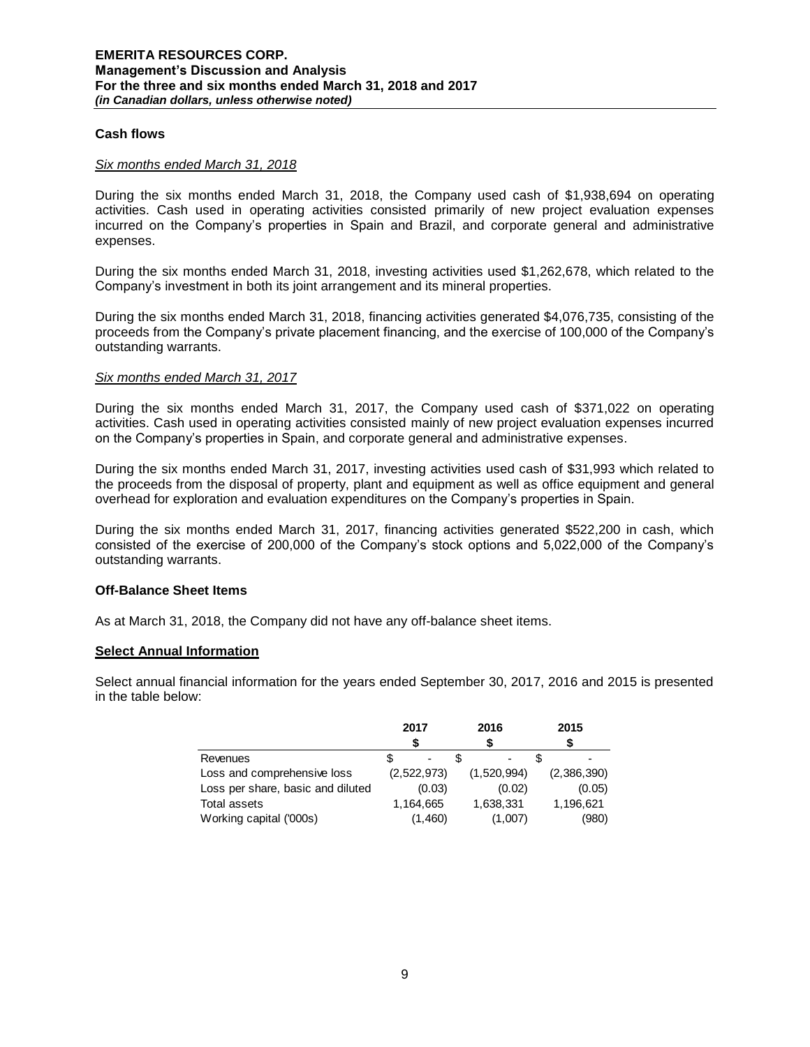### Cash flows

*Six months ended March 31, 2018*

During the six months ended March 31, 2018, the Company used cash of $1,938,694 on operating activities. Cash used in operating activities consisted primarily of new project evaluation expenses incurred on the Company's properties in Spain and Brazil, and corporate general and administrative expenses.

During the six months ended March 31, 2018, investing activities used $1,262,678, which related to the Company's investment in both its joint arrangement and its mineral properties.

During the six months ended March 31, 2018, financing activities generated $4,076,735, consisting of the proceeds from the Company's private placement financing, and the exercise of 100,000 of the Company's outstanding warrants.

*Six months ended March 31, 2017*

During the six months ended March 31, 2017, the Company used cash of $371,022 on operating activities. Cash used in operating activities consisted mainly of new project evaluation expenses incurred on the Company's properties in Spain, and corporate general and administrative expenses.

During the six months ended March 31, 2017, investing activities used cash of $31,993 which related to the proceeds from the disposal of property, plant and equipment as well as office equipment and general overhead for exploration and evaluation expenditures on the Company's properties in Spain.

During the six months ended March 31, 2017, financing activities generated $522,200 in cash, which consisted of the exercise of 200,000 of the Company's stock options and 5,022,000 of the Company's outstanding warrants.

### Off-Balance Sheet Items

As at March 31, 2018, the Company did not have any off-balance sheet items.

## Select Annual Information

Select annual financial information for the years ended September 30, 2017, 2016 and 2015 is presented in the table below:

| | 2017 | 2016 | 2015 |
|---|---|---|---|
| | $ | $ | $ |
| Revenues | $ - | $ - | $ - |
| Loss and comprehensive loss | (2,522,973) | (1,520,994) | (2,386,390) |
| Loss per share, basic and diluted | (0.03) | (0.02) | (0.05) |
| Total assets | 1,164,665 | 1,638,331 | 1,196,621 |
| Working capital ('000s) | (1,460) | (1,007) | (980) |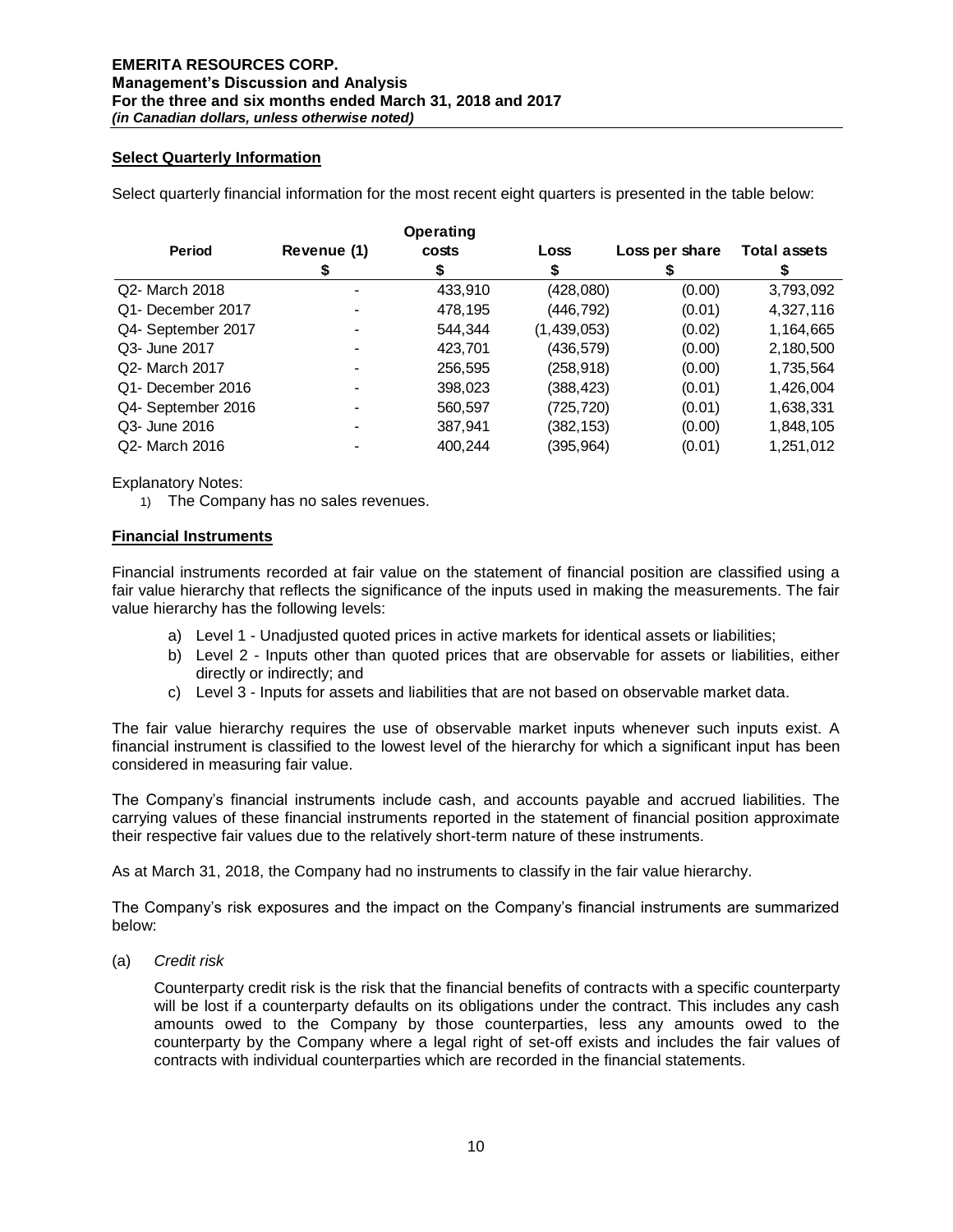## Select Quarterly Information

Select quarterly financial information for the most recent eight quarters is presented in the table below:

| Period | Revenue (1) | Operating costs | Loss | Loss per share | Total assets |
|---|---|---|---|---|---|
| | $ | $ | $ | $ | $ |
| Q2- March 2018 | - | 433,910 | (428,080) | (0.00) | 3,793,092 |
| Q1- December 2017 | - | 478,195 | (446,792) | (0.01) | 4,327,116 |
| Q4- September 2017 | - | 544,344 | (1,439,053) | (0.02) | 1,164,665 |
| Q3- June 2017 | - | 423,701 | (436,579) | (0.00) | 2,180,500 |
| Q2- March 2017 | - | 256,595 | (258,918) | (0.00) | 1,735,564 |
| Q1- December 2016 | - | 398,023 | (388,423) | (0.01) | 1,426,004 |
| Q4- September 2016 | - | 560,597 | (725,720) | (0.01) | 1,638,331 |
| Q3- June 2016 | - | 387,941 | (382,153) | (0.00) | 1,848,105 |
| Q2- March 2016 | - | 400,244 | (395,964) | (0.01) | 1,251,012 |

Explanatory Notes:

1) The Company has no sales revenues.

## Financial Instruments

Financial instruments recorded at fair value on the statement of financial position are classified using a fair value hierarchy that reflects the significance of the inputs used in making the measurements. The fair value hierarchy has the following levels:

a) Level 1 - Unadjusted quoted prices in active markets for identical assets or liabilities;
b) Level 2 - Inputs other than quoted prices that are observable for assets or liabilities, either directly or indirectly; and
c) Level 3 - Inputs for assets and liabilities that are not based on observable market data.

The fair value hierarchy requires the use of observable market inputs whenever such inputs exist. A financial instrument is classified to the lowest level of the hierarchy for which a significant input has been considered in measuring fair value.

The Company's financial instruments include cash, and accounts payable and accrued liabilities. The carrying values of these financial instruments reported in the statement of financial position approximate their respective fair values due to the relatively short-term nature of these instruments.

As at March 31, 2018, the Company had no instruments to classify in the fair value hierarchy.

The Company's risk exposures and the impact on the Company's financial instruments are summarized below:

(a) *Credit risk*

Counterparty credit risk is the risk that the financial benefits of contracts with a specific counterparty will be lost if a counterparty defaults on its obligations under the contract. This includes any cash amounts owed to the Company by those counterparties, less any amounts owed to the counterparty by the Company where a legal right of set-off exists and includes the fair values of contracts with individual counterparties which are recorded in the financial statements.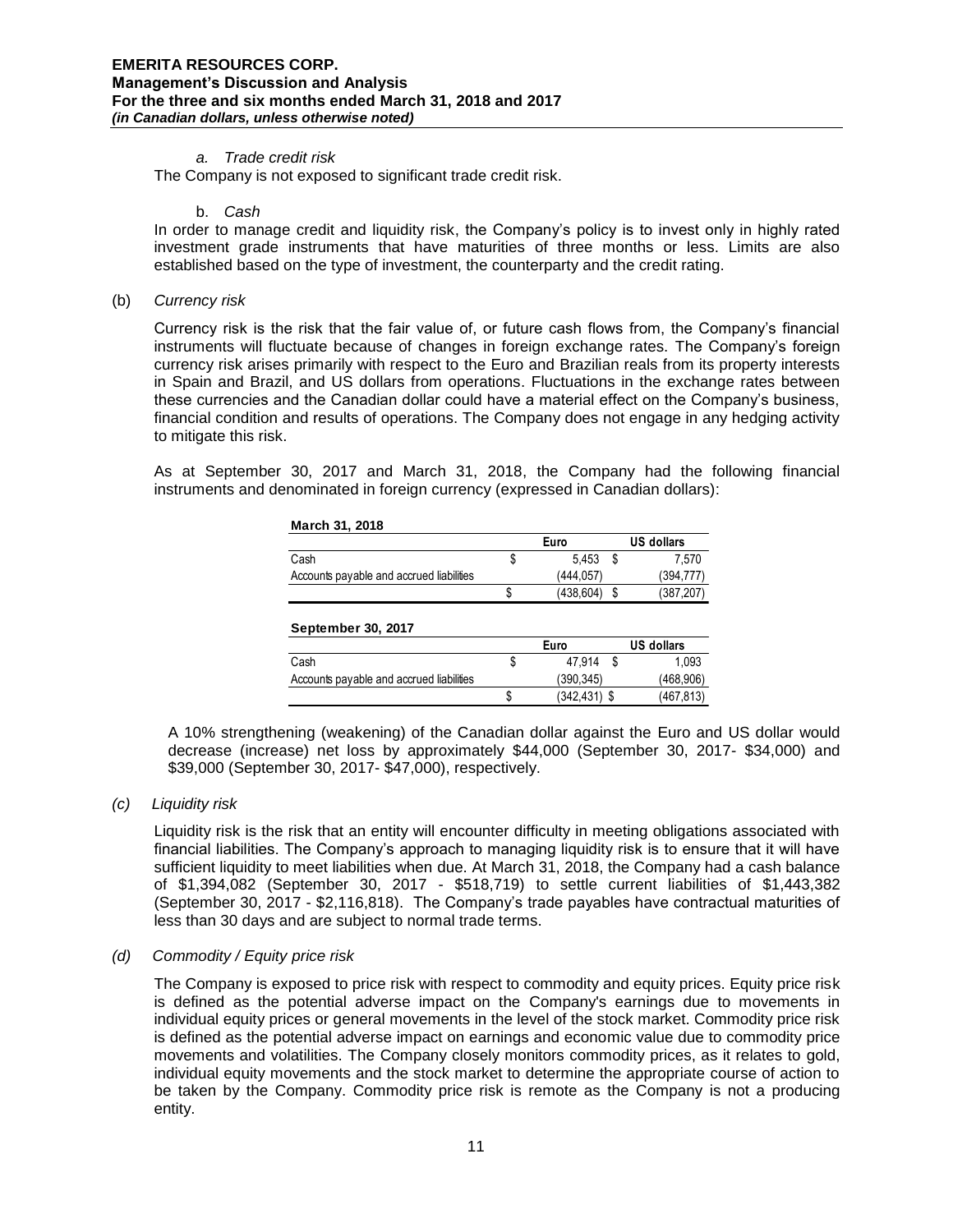*a. Trade credit risk*

The Company is not exposed to significant trade credit risk.

b. *Cash*

In order to manage credit and liquidity risk, the Company's policy is to invest only in highly rated investment grade instruments that have maturities of three months or less. Limits are also established based on the type of investment, the counterparty and the credit rating.

(b) *Currency risk*

Currency risk is the risk that the fair value of, or future cash flows from, the Company's financial instruments will fluctuate because of changes in foreign exchange rates. The Company's foreign currency risk arises primarily with respect to the Euro and Brazilian reals from its property interests in Spain and Brazil, and US dollars from operations. Fluctuations in the exchange rates between these currencies and the Canadian dollar could have a material effect on the Company's business, financial condition and results of operations. The Company does not engage in any hedging activity to mitigate this risk.

As at September 30, 2017 and March 31, 2018, the Company had the following financial instruments and denominated in foreign currency (expressed in Canadian dollars):

**March 31, 2018**

| | Euro | US dollars |
|---|---|---|
| Cash | $ 5,453 | $ 7,570 |
| Accounts payable and accrued liabilities | (444,057) | (394,777) |
| | $ (438,604) | $ (387,207) |

**September 30, 2017**

| | Euro | US dollars |
|---|---|---|
| Cash | $ 47,914 | $ 1,093 |
| Accounts payable and accrued liabilities | (390,345) | (468,906) |
| | $ (342,431) | $ (467,813) |

A 10% strengthening (weakening) of the Canadian dollar against the Euro and US dollar would decrease (increase) net loss by approximately $44,000 (September 30, 2017- $34,000) and $39,000 (September 30, 2017- $47,000), respectively.

*(c) Liquidity risk*

Liquidity risk is the risk that an entity will encounter difficulty in meeting obligations associated with financial liabilities. The Company's approach to managing liquidity risk is to ensure that it will have sufficient liquidity to meet liabilities when due. At March 31, 2018, the Company had a cash balance of $1,394,082 (September 30, 2017 - $518,719) to settle current liabilities of $1,443,382 (September 30, 2017 - $2,116,818). The Company's trade payables have contractual maturities of less than 30 days and are subject to normal trade terms.

*(d) Commodity / Equity price risk*

The Company is exposed to price risk with respect to commodity and equity prices. Equity price risk is defined as the potential adverse impact on the Company's earnings due to movements in individual equity prices or general movements in the level of the stock market. Commodity price risk is defined as the potential adverse impact on earnings and economic value due to commodity price movements and volatilities. The Company closely monitors commodity prices, as it relates to gold, individual equity movements and the stock market to determine the appropriate course of action to be taken by the Company. Commodity price risk is remote as the Company is not a producing entity.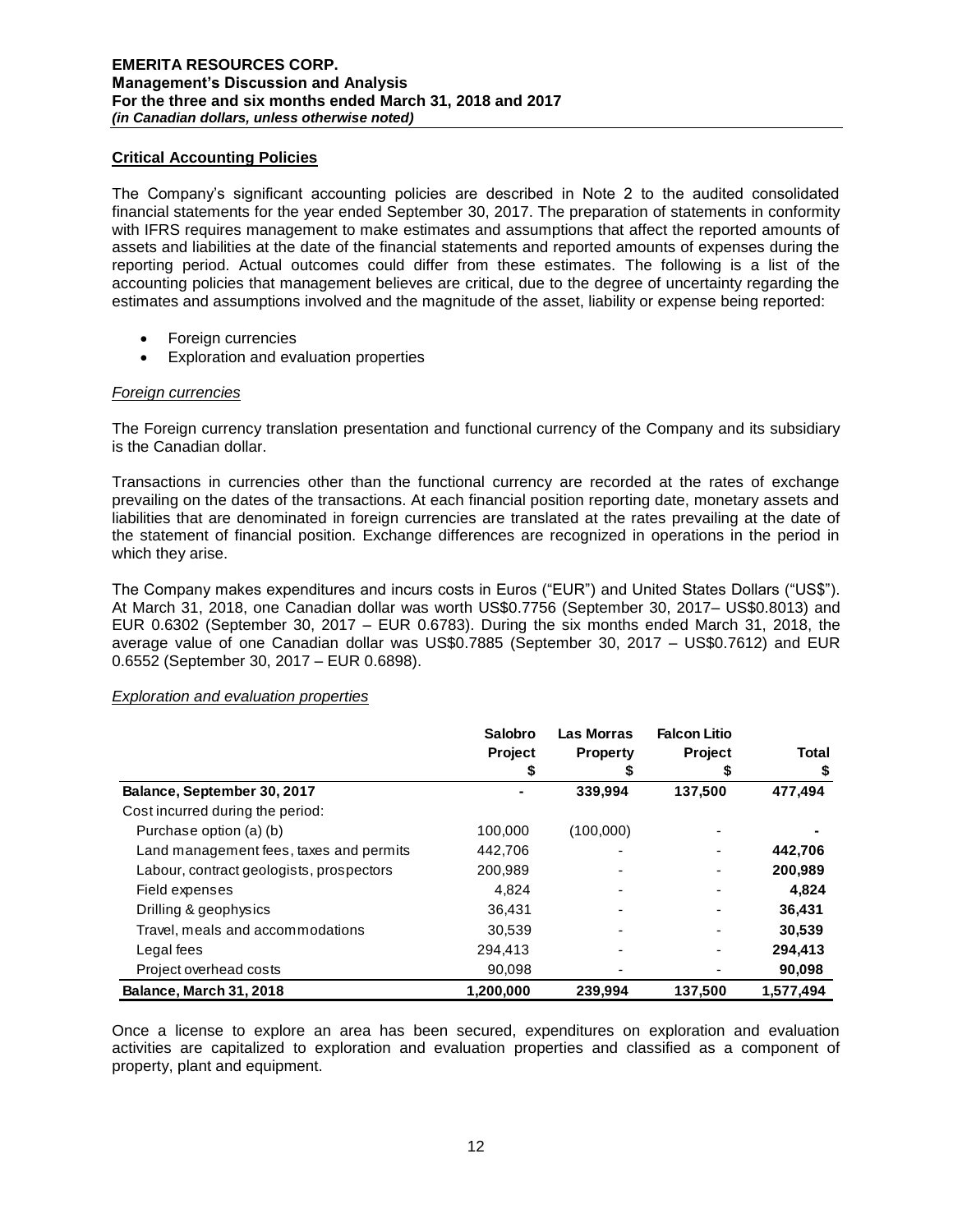## Critical Accounting Policies

The Company's significant accounting policies are described in Note 2 to the audited consolidated financial statements for the year ended September 30, 2017. The preparation of statements in conformity with IFRS requires management to make estimates and assumptions that affect the reported amounts of assets and liabilities at the date of the financial statements and reported amounts of expenses during the reporting period. Actual outcomes could differ from these estimates. The following is a list of the accounting policies that management believes are critical, due to the degree of uncertainty regarding the estimates and assumptions involved and the magnitude of the asset, liability or expense being reported:

- Foreign currencies
- Exploration and evaluation properties

### *Foreign currencies*

The Foreign currency translation presentation and functional currency of the Company and its subsidiary is the Canadian dollar.

Transactions in currencies other than the functional currency are recorded at the rates of exchange prevailing on the dates of the transactions. At each financial position reporting date, monetary assets and liabilities that are denominated in foreign currencies are translated at the rates prevailing at the date of the statement of financial position. Exchange differences are recognized in operations in the period in which they arise.

The Company makes expenditures and incurs costs in Euros ("EUR") and United States Dollars ("US$"). At March 31, 2018, one Canadian dollar was worth US$0.7756 (September 30, 2017– US$0.8013) and EUR 0.6302 (September 30, 2017 – EUR 0.6783). During the six months ended March 31, 2018, the average value of one Canadian dollar was US$0.7885 (September 30, 2017 – US$0.7612) and EUR 0.6552 (September 30, 2017 – EUR 0.6898).

### *Exploration and evaluation properties*

| | Salobro Project $ | Las Morras Property $ | Falcon Litio Project $ | Total $ |
|---|---|---|---|---|
| **Balance, September 30, 2017** | - | **339,994** | **137,500** | **477,494** |
| Cost incurred during the period: | | | | |
| Purchase option (a) (b) | 100,000 | (100,000) | - | - |
| Land management fees, taxes and permits | 442,706 | - | - | **442,706** |
| Labour, contract geologists, prospectors | 200,989 | - | - | **200,989** |
| Field expenses | 4,824 | - | - | **4,824** |
| Drilling & geophysics | 36,431 | - | - | **36,431** |
| Travel, meals and accommodations | 30,539 | - | - | **30,539** |
| Legal fees | 294,413 | - | - | **294,413** |
| Project overhead costs | 90,098 | - | - | **90,098** |
| **Balance, March 31, 2018** | **1,200,000** | **239,994** | **137,500** | **1,577,494** |

Once a license to explore an area has been secured, expenditures on exploration and evaluation activities are capitalized to exploration and evaluation properties and classified as a component of property, plant and equipment.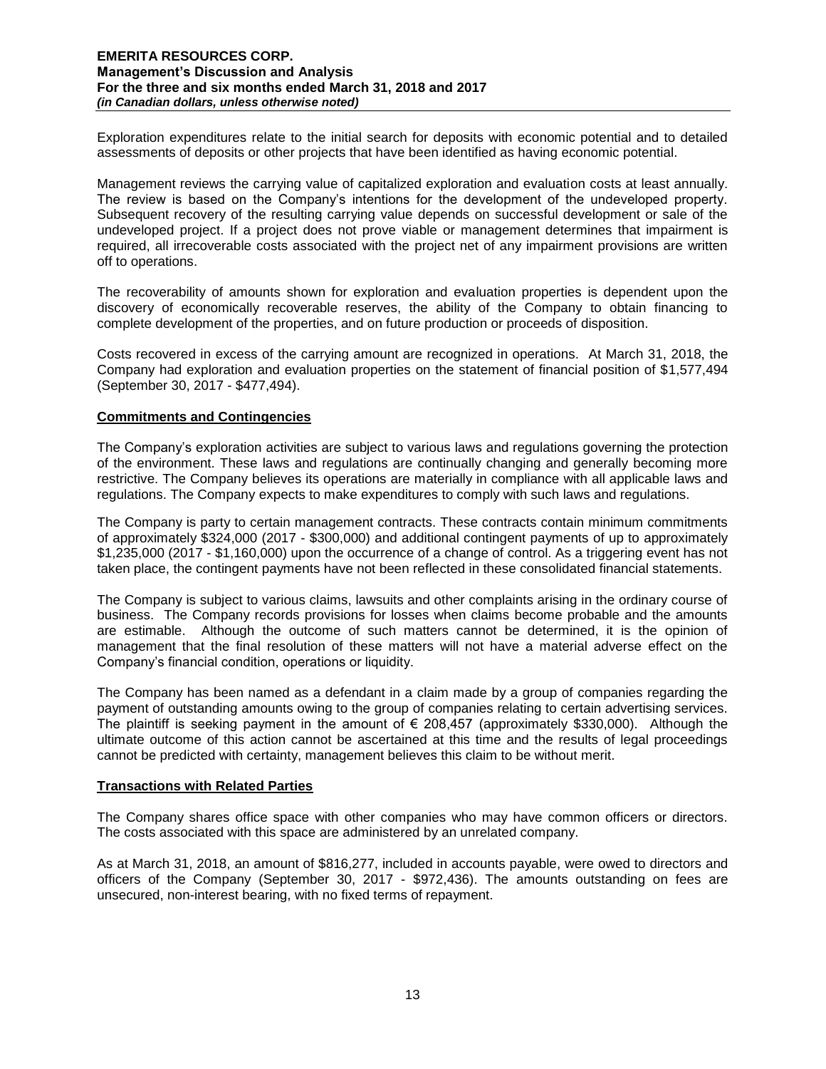Exploration expenditures relate to the initial search for deposits with economic potential and to detailed assessments of deposits or other projects that have been identified as having economic potential.

Management reviews the carrying value of capitalized exploration and evaluation costs at least annually. The review is based on the Company's intentions for the development of the undeveloped property. Subsequent recovery of the resulting carrying value depends on successful development or sale of the undeveloped project. If a project does not prove viable or management determines that impairment is required, all irrecoverable costs associated with the project net of any impairment provisions are written off to operations.

The recoverability of amounts shown for exploration and evaluation properties is dependent upon the discovery of economically recoverable reserves, the ability of the Company to obtain financing to complete development of the properties, and on future production or proceeds of disposition.

Costs recovered in excess of the carrying amount are recognized in operations. At March 31, 2018, the Company had exploration and evaluation properties on the statement of financial position of $1,577,494 (September 30, 2017 - $477,494).

## Commitments and Contingencies

The Company's exploration activities are subject to various laws and regulations governing the protection of the environment. These laws and regulations are continually changing and generally becoming more restrictive. The Company believes its operations are materially in compliance with all applicable laws and regulations. The Company expects to make expenditures to comply with such laws and regulations.

The Company is party to certain management contracts. These contracts contain minimum commitments of approximately $324,000 (2017 - $300,000) and additional contingent payments of up to approximately $1,235,000 (2017 - $1,160,000) upon the occurrence of a change of control. As a triggering event has not taken place, the contingent payments have not been reflected in these consolidated financial statements.

The Company is subject to various claims, lawsuits and other complaints arising in the ordinary course of business. The Company records provisions for losses when claims become probable and the amounts are estimable. Although the outcome of such matters cannot be determined, it is the opinion of management that the final resolution of these matters will not have a material adverse effect on the Company's financial condition, operations or liquidity.

The Company has been named as a defendant in a claim made by a group of companies regarding the payment of outstanding amounts owing to the group of companies relating to certain advertising services. The plaintiff is seeking payment in the amount of € 208,457 (approximately $330,000). Although the ultimate outcome of this action cannot be ascertained at this time and the results of legal proceedings cannot be predicted with certainty, management believes this claim to be without merit.

## Transactions with Related Parties

The Company shares office space with other companies who may have common officers or directors. The costs associated with this space are administered by an unrelated company.

As at March 31, 2018, an amount of $816,277, included in accounts payable, were owed to directors and officers of the Company (September 30, 2017 - $972,436). The amounts outstanding on fees are unsecured, non-interest bearing, with no fixed terms of repayment.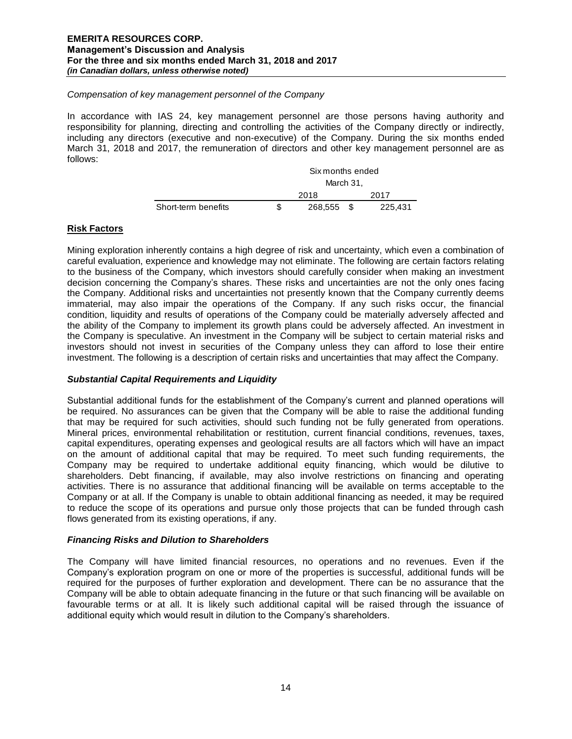*Compensation of key management personnel of the Company*

In accordance with IAS 24, key management personnel are those persons having authority and responsibility for planning, directing and controlling the activities of the Company directly or indirectly, including any directors (executive and non-executive) of the Company. During the six months ended March 31, 2018 and 2017, the remuneration of directors and other key management personnel are as follows:

| | Six months ended March 31, | |
|---|---|---|
| | 2018 | 2017 |
| Short-term benefits | $ 268,555 | $ 225,431 |

## Risk Factors

Mining exploration inherently contains a high degree of risk and uncertainty, which even a combination of careful evaluation, experience and knowledge may not eliminate. The following are certain factors relating to the business of the Company, which investors should carefully consider when making an investment decision concerning the Company's shares. These risks and uncertainties are not the only ones facing the Company. Additional risks and uncertainties not presently known that the Company currently deems immaterial, may also impair the operations of the Company. If any such risks occur, the financial condition, liquidity and results of operations of the Company could be materially adversely affected and the ability of the Company to implement its growth plans could be adversely affected. An investment in the Company is speculative. An investment in the Company will be subject to certain material risks and investors should not invest in securities of the Company unless they can afford to lose their entire investment. The following is a description of certain risks and uncertainties that may affect the Company.

### *Substantial Capital Requirements and Liquidity*

Substantial additional funds for the establishment of the Company's current and planned operations will be required. No assurances can be given that the Company will be able to raise the additional funding that may be required for such activities, should such funding not be fully generated from operations. Mineral prices, environmental rehabilitation or restitution, current financial conditions, revenues, taxes, capital expenditures, operating expenses and geological results are all factors which will have an impact on the amount of additional capital that may be required. To meet such funding requirements, the Company may be required to undertake additional equity financing, which would be dilutive to shareholders. Debt financing, if available, may also involve restrictions on financing and operating activities. There is no assurance that additional financing will be available on terms acceptable to the Company or at all. If the Company is unable to obtain additional financing as needed, it may be required to reduce the scope of its operations and pursue only those projects that can be funded through cash flows generated from its existing operations, if any.

### *Financing Risks and Dilution to Shareholders*

The Company will have limited financial resources, no operations and no revenues. Even if the Company's exploration program on one or more of the properties is successful, additional funds will be required for the purposes of further exploration and development. There can be no assurance that the Company will be able to obtain adequate financing in the future or that such financing will be available on favourable terms or at all. It is likely such additional capital will be raised through the issuance of additional equity which would result in dilution to the Company's shareholders.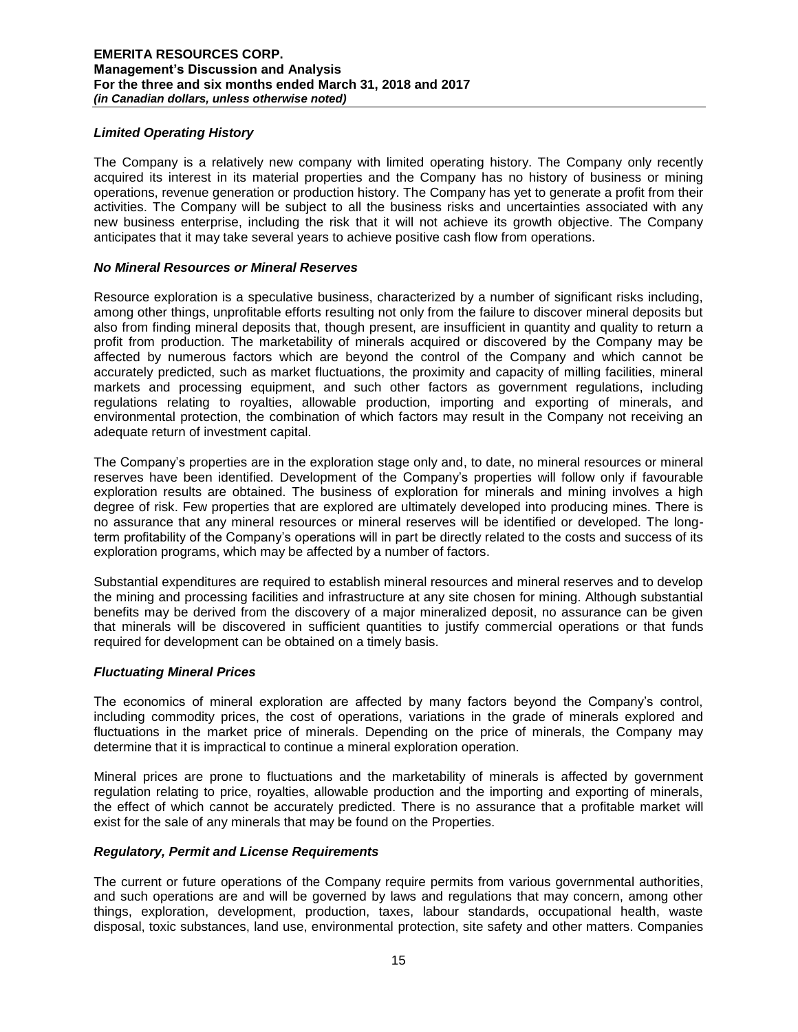### *Limited Operating History*

The Company is a relatively new company with limited operating history. The Company only recently acquired its interest in its material properties and the Company has no history of business or mining operations, revenue generation or production history. The Company has yet to generate a profit from their activities. The Company will be subject to all the business risks and uncertainties associated with any new business enterprise, including the risk that it will not achieve its growth objective. The Company anticipates that it may take several years to achieve positive cash flow from operations.

### *No Mineral Resources or Mineral Reserves*

Resource exploration is a speculative business, characterized by a number of significant risks including, among other things, unprofitable efforts resulting not only from the failure to discover mineral deposits but also from finding mineral deposits that, though present, are insufficient in quantity and quality to return a profit from production. The marketability of minerals acquired or discovered by the Company may be affected by numerous factors which are beyond the control of the Company and which cannot be accurately predicted, such as market fluctuations, the proximity and capacity of milling facilities, mineral markets and processing equipment, and such other factors as government regulations, including regulations relating to royalties, allowable production, importing and exporting of minerals, and environmental protection, the combination of which factors may result in the Company not receiving an adequate return of investment capital.

The Company's properties are in the exploration stage only and, to date, no mineral resources or mineral reserves have been identified. Development of the Company's properties will follow only if favourable exploration results are obtained. The business of exploration for minerals and mining involves a high degree of risk. Few properties that are explored are ultimately developed into producing mines. There is no assurance that any mineral resources or mineral reserves will be identified or developed. The long-term profitability of the Company's operations will in part be directly related to the costs and success of its exploration programs, which may be affected by a number of factors.

Substantial expenditures are required to establish mineral resources and mineral reserves and to develop the mining and processing facilities and infrastructure at any site chosen for mining. Although substantial benefits may be derived from the discovery of a major mineralized deposit, no assurance can be given that minerals will be discovered in sufficient quantities to justify commercial operations or that funds required for development can be obtained on a timely basis.

### *Fluctuating Mineral Prices*

The economics of mineral exploration are affected by many factors beyond the Company's control, including commodity prices, the cost of operations, variations in the grade of minerals explored and fluctuations in the market price of minerals. Depending on the price of minerals, the Company may determine that it is impractical to continue a mineral exploration operation.

Mineral prices are prone to fluctuations and the marketability of minerals is affected by government regulation relating to price, royalties, allowable production and the importing and exporting of minerals, the effect of which cannot be accurately predicted. There is no assurance that a profitable market will exist for the sale of any minerals that may be found on the Properties.

### *Regulatory, Permit and License Requirements*

The current or future operations of the Company require permits from various governmental authorities, and such operations are and will be governed by laws and regulations that may concern, among other things, exploration, development, production, taxes, labour standards, occupational health, waste disposal, toxic substances, land use, environmental protection, site safety and other matters. Companies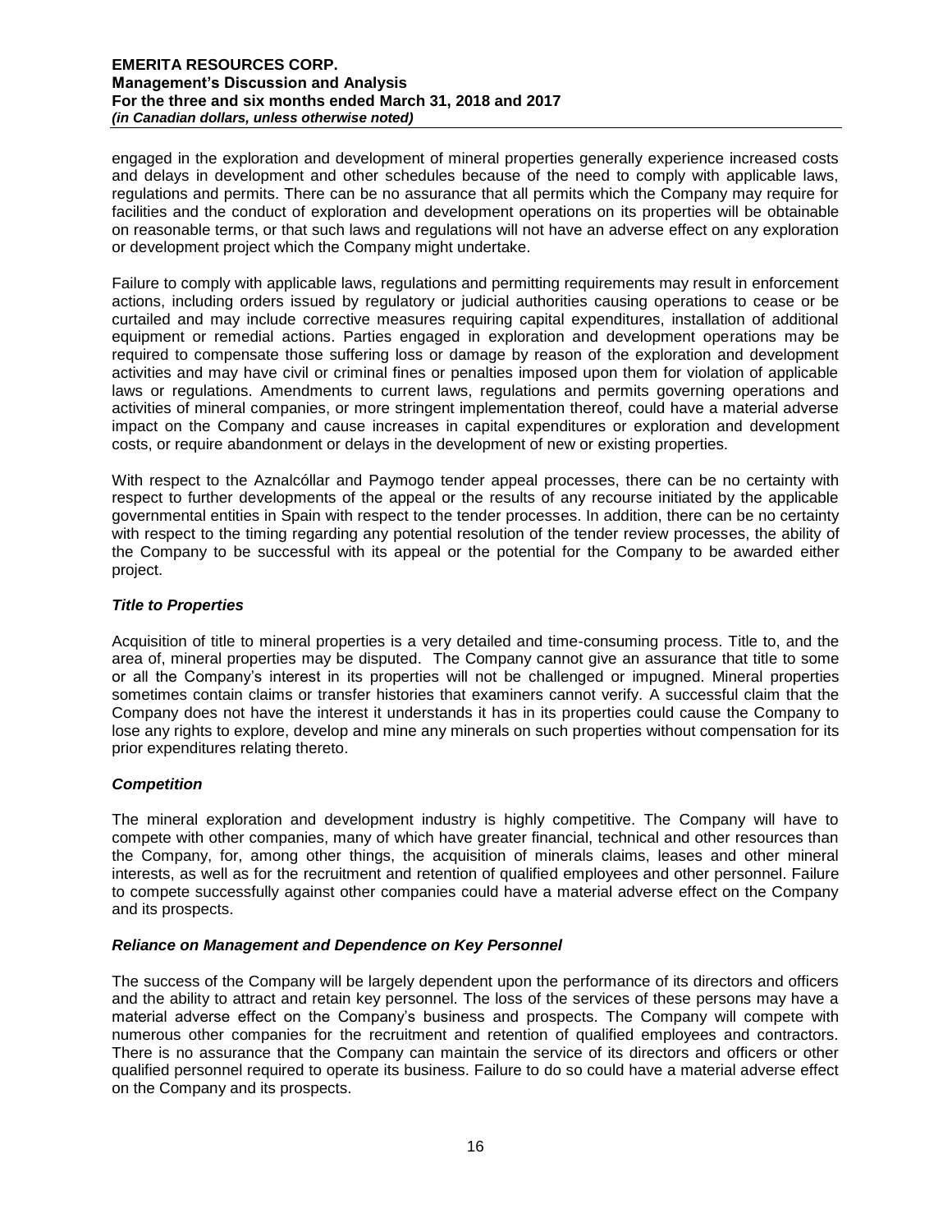engaged in the exploration and development of mineral properties generally experience increased costs and delays in development and other schedules because of the need to comply with applicable laws, regulations and permits. There can be no assurance that all permits which the Company may require for facilities and the conduct of exploration and development operations on its properties will be obtainable on reasonable terms, or that such laws and regulations will not have an adverse effect on any exploration or development project which the Company might undertake.

Failure to comply with applicable laws, regulations and permitting requirements may result in enforcement actions, including orders issued by regulatory or judicial authorities causing operations to cease or be curtailed and may include corrective measures requiring capital expenditures, installation of additional equipment or remedial actions. Parties engaged in exploration and development operations may be required to compensate those suffering loss or damage by reason of the exploration and development activities and may have civil or criminal fines or penalties imposed upon them for violation of applicable laws or regulations. Amendments to current laws, regulations and permits governing operations and activities of mineral companies, or more stringent implementation thereof, could have a material adverse impact on the Company and cause increases in capital expenditures or exploration and development costs, or require abandonment or delays in the development of new or existing properties.

With respect to the Aznalcóllar and Paymogo tender appeal processes, there can be no certainty with respect to further developments of the appeal or the results of any recourse initiated by the applicable governmental entities in Spain with respect to the tender processes. In addition, there can be no certainty with respect to the timing regarding any potential resolution of the tender review processes, the ability of the Company to be successful with its appeal or the potential for the Company to be awarded either project.

### *Title to Properties*

Acquisition of title to mineral properties is a very detailed and time-consuming process. Title to, and the area of, mineral properties may be disputed. The Company cannot give an assurance that title to some or all the Company's interest in its properties will not be challenged or impugned. Mineral properties sometimes contain claims or transfer histories that examiners cannot verify. A successful claim that the Company does not have the interest it understands it has in its properties could cause the Company to lose any rights to explore, develop and mine any minerals on such properties without compensation for its prior expenditures relating thereto.

### *Competition*

The mineral exploration and development industry is highly competitive. The Company will have to compete with other companies, many of which have greater financial, technical and other resources than the Company, for, among other things, the acquisition of minerals claims, leases and other mineral interests, as well as for the recruitment and retention of qualified employees and other personnel. Failure to compete successfully against other companies could have a material adverse effect on the Company and its prospects.

### *Reliance on Management and Dependence on Key Personnel*

The success of the Company will be largely dependent upon the performance of its directors and officers and the ability to attract and retain key personnel. The loss of the services of these persons may have a material adverse effect on the Company's business and prospects. The Company will compete with numerous other companies for the recruitment and retention of qualified employees and contractors. There is no assurance that the Company can maintain the service of its directors and officers or other qualified personnel required to operate its business. Failure to do so could have a material adverse effect on the Company and its prospects.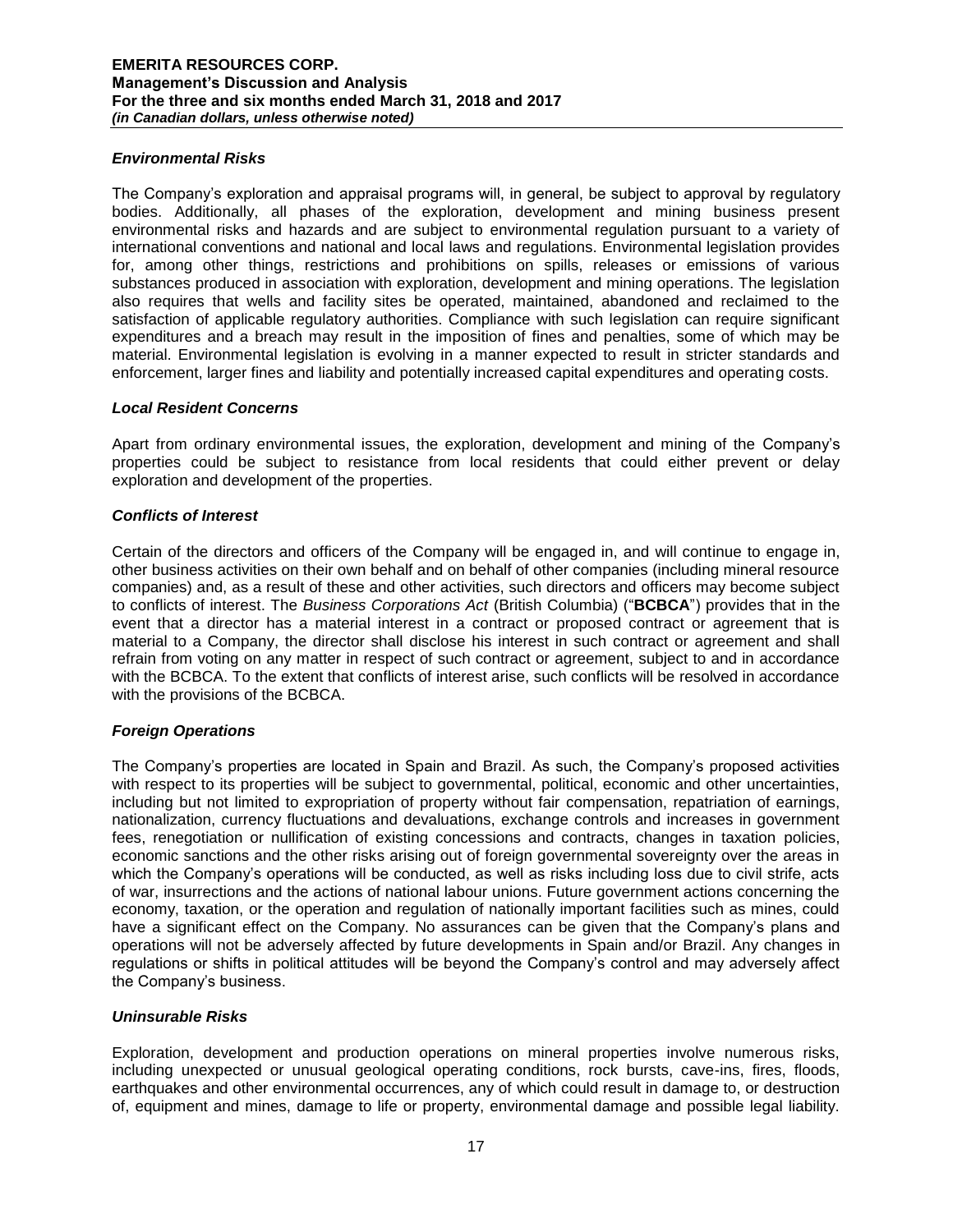### *Environmental Risks*

The Company's exploration and appraisal programs will, in general, be subject to approval by regulatory bodies. Additionally, all phases of the exploration, development and mining business present environmental risks and hazards and are subject to environmental regulation pursuant to a variety of international conventions and national and local laws and regulations. Environmental legislation provides for, among other things, restrictions and prohibitions on spills, releases or emissions of various substances produced in association with exploration, development and mining operations. The legislation also requires that wells and facility sites be operated, maintained, abandoned and reclaimed to the satisfaction of applicable regulatory authorities. Compliance with such legislation can require significant expenditures and a breach may result in the imposition of fines and penalties, some of which may be material. Environmental legislation is evolving in a manner expected to result in stricter standards and enforcement, larger fines and liability and potentially increased capital expenditures and operating costs.

### *Local Resident Concerns*

Apart from ordinary environmental issues, the exploration, development and mining of the Company's properties could be subject to resistance from local residents that could either prevent or delay exploration and development of the properties.

### *Conflicts of Interest*

Certain of the directors and officers of the Company will be engaged in, and will continue to engage in, other business activities on their own behalf and on behalf of other companies (including mineral resource companies) and, as a result of these and other activities, such directors and officers may become subject to conflicts of interest. The *Business Corporations Act* (British Columbia) ("**BCBCA**") provides that in the event that a director has a material interest in a contract or proposed contract or agreement that is material to a Company, the director shall disclose his interest in such contract or agreement and shall refrain from voting on any matter in respect of such contract or agreement, subject to and in accordance with the BCBCA. To the extent that conflicts of interest arise, such conflicts will be resolved in accordance with the provisions of the BCBCA.

### *Foreign Operations*

The Company's properties are located in Spain and Brazil. As such, the Company's proposed activities with respect to its properties will be subject to governmental, political, economic and other uncertainties, including but not limited to expropriation of property without fair compensation, repatriation of earnings, nationalization, currency fluctuations and devaluations, exchange controls and increases in government fees, renegotiation or nullification of existing concessions and contracts, changes in taxation policies, economic sanctions and the other risks arising out of foreign governmental sovereignty over the areas in which the Company's operations will be conducted, as well as risks including loss due to civil strife, acts of war, insurrections and the actions of national labour unions. Future government actions concerning the economy, taxation, or the operation and regulation of nationally important facilities such as mines, could have a significant effect on the Company. No assurances can be given that the Company's plans and operations will not be adversely affected by future developments in Spain and/or Brazil. Any changes in regulations or shifts in political attitudes will be beyond the Company's control and may adversely affect the Company's business.

### *Uninsurable Risks*

Exploration, development and production operations on mineral properties involve numerous risks, including unexpected or unusual geological operating conditions, rock bursts, cave-ins, fires, floods, earthquakes and other environmental occurrences, any of which could result in damage to, or destruction of, equipment and mines, damage to life or property, environmental damage and possible legal liability.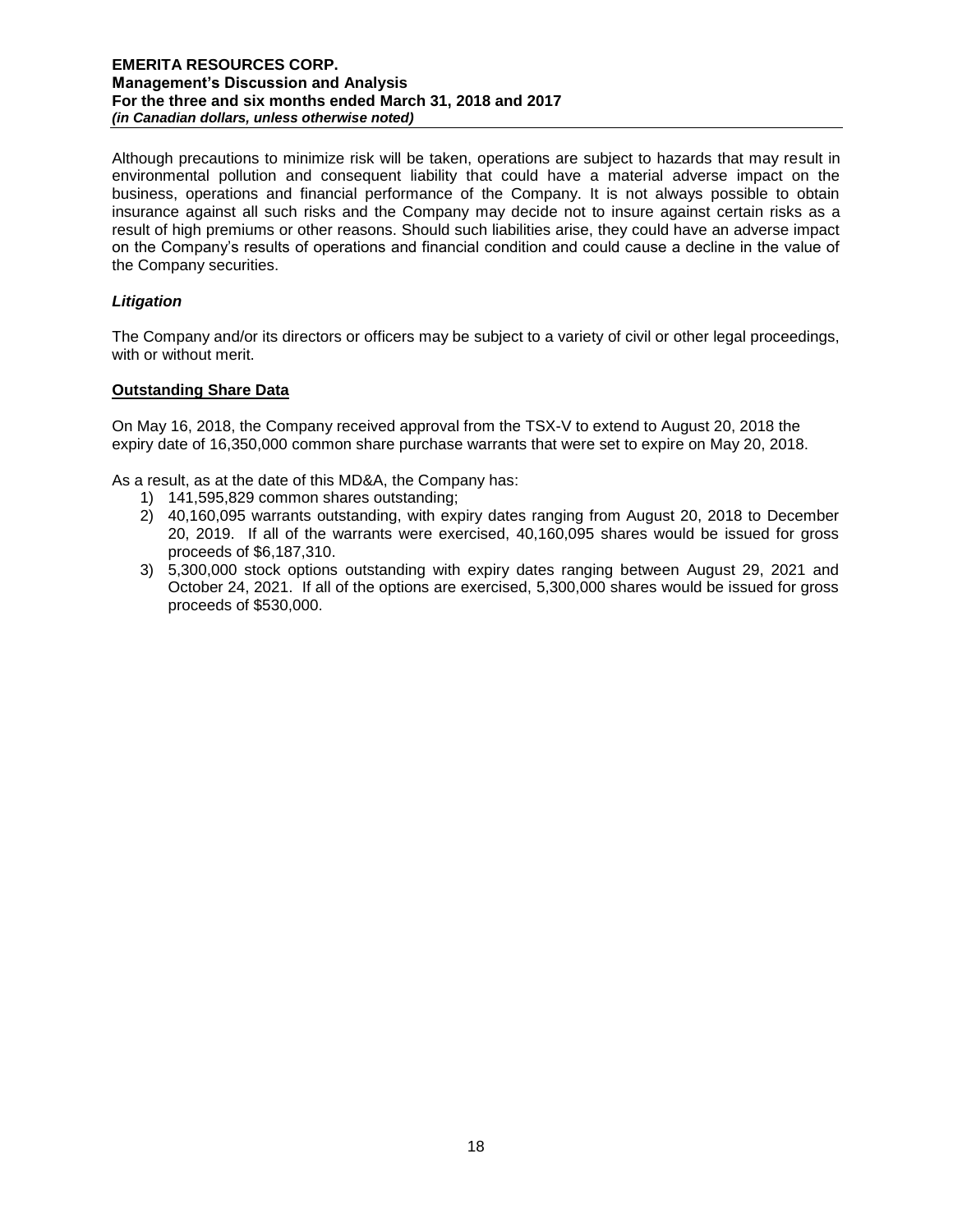Although precautions to minimize risk will be taken, operations are subject to hazards that may result in environmental pollution and consequent liability that could have a material adverse impact on the business, operations and financial performance of the Company. It is not always possible to obtain insurance against all such risks and the Company may decide not to insure against certain risks as a result of high premiums or other reasons. Should such liabilities arise, they could have an adverse impact on the Company's results of operations and financial condition and could cause a decline in the value of the Company securities.

### *Litigation*

The Company and/or its directors or officers may be subject to a variety of civil or other legal proceedings, with or without merit.

## Outstanding Share Data

On May 16, 2018, the Company received approval from the TSX-V to extend to August 20, 2018 the expiry date of 16,350,000 common share purchase warrants that were set to expire on May 20, 2018.

As a result, as at the date of this MD&A, the Company has:

1) 141,595,829 common shares outstanding;
2) 40,160,095 warrants outstanding, with expiry dates ranging from August 20, 2018 to December 20, 2019. If all of the warrants were exercised, 40,160,095 shares would be issued for gross proceeds of $6,187,310.
3) 5,300,000 stock options outstanding with expiry dates ranging between August 29, 2021 and October 24, 2021. If all of the options are exercised, 5,300,000 shares would be issued for gross proceeds of $530,000.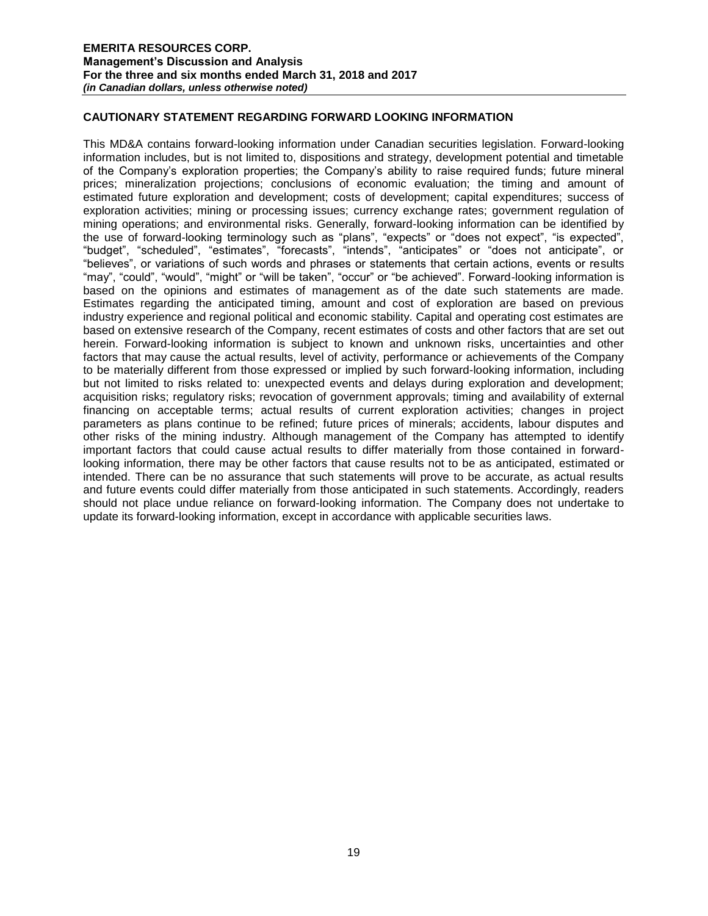## CAUTIONARY STATEMENT REGARDING FORWARD LOOKING INFORMATION

This MD&A contains forward-looking information under Canadian securities legislation. Forward-looking information includes, but is not limited to, dispositions and strategy, development potential and timetable of the Company's exploration properties; the Company's ability to raise required funds; future mineral prices; mineralization projections; conclusions of economic evaluation; the timing and amount of estimated future exploration and development; costs of development; capital expenditures; success of exploration activities; mining or processing issues; currency exchange rates; government regulation of mining operations; and environmental risks. Generally, forward-looking information can be identified by the use of forward-looking terminology such as "plans", "expects" or "does not expect", "is expected", "budget", "scheduled", "estimates", "forecasts", "intends", "anticipates" or "does not anticipate", or "believes", or variations of such words and phrases or statements that certain actions, events or results "may", "could", "would", "might" or "will be taken", "occur" or "be achieved". Forward-looking information is based on the opinions and estimates of management as of the date such statements are made. Estimates regarding the anticipated timing, amount and cost of exploration are based on previous industry experience and regional political and economic stability. Capital and operating cost estimates are based on extensive research of the Company, recent estimates of costs and other factors that are set out herein. Forward-looking information is subject to known and unknown risks, uncertainties and other factors that may cause the actual results, level of activity, performance or achievements of the Company to be materially different from those expressed or implied by such forward-looking information, including but not limited to risks related to: unexpected events and delays during exploration and development; acquisition risks; regulatory risks; revocation of government approvals; timing and availability of external financing on acceptable terms; actual results of current exploration activities; changes in project parameters as plans continue to be refined; future prices of minerals; accidents, labour disputes and other risks of the mining industry. Although management of the Company has attempted to identify important factors that could cause actual results to differ materially from those contained in forward-looking information, there may be other factors that cause results not to be as anticipated, estimated or intended. There can be no assurance that such statements will prove to be accurate, as actual results and future events could differ materially from those anticipated in such statements. Accordingly, readers should not place undue reliance on forward-looking information. The Company does not undertake to update its forward-looking information, except in accordance with applicable securities laws.